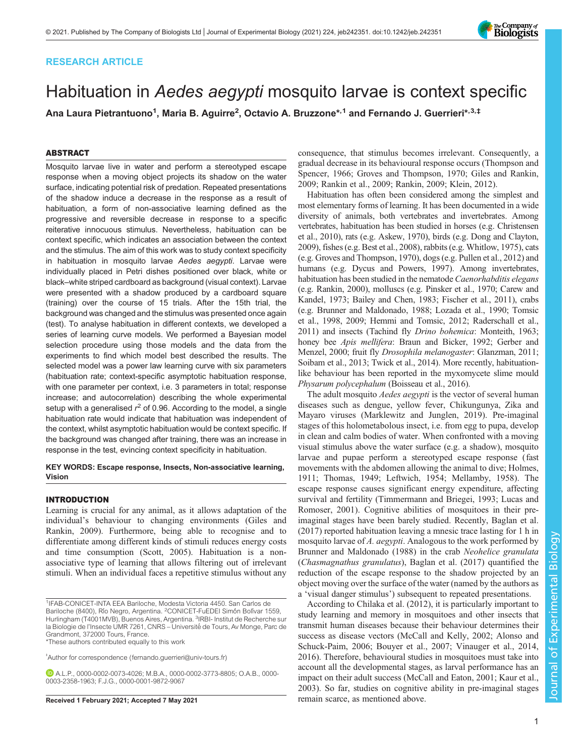RESEARCH ARTICLE

# Habituation in *Aedes aegypti* mosquito larvae is context specific

**Ana Laura Pietrantuono[1], Maria B. Aguirre[2], Octavio A. Bruzzone*[,1] and Fernando J. Guerrieri*[,3,‡]**

## ABSTRACT

Mosquito larvae live in water and perform a stereotyped escape response when a moving object projects its shadow on the water surface, indicating potential risk of predation. Repeated presentations of the shadow induce a decrease in the response as a result of habituation, a form of non-associative learning defined as the progressive and reversible decrease in response to a specific reiterative innocuous stimulus. Nevertheless, habituation can be context specific, which indicates an association between the context and the stimulus. The aim of this work was to study context specificity in habituation in mosquito larvae *Aedes aegypti*. Larvae were individually placed in Petri dishes positioned over black, white or black–white striped cardboard as background (visual context). Larvae were presented with a shadow produced by a cardboard square (training) over the course of 15 trials. After the 15th trial, the background was changed and the stimulus was presented once again (test). To analyse habituation in different contexts, we developed a series of learning curve models. We performed a Bayesian model selection procedure using those models and the data from the experiments to find which model best described the results. The selected model was a power law learning curve with six parameters (habituation rate; context-specific asymptotic habituation response, with one parameter per context, i.e. 3 parameters in total; response increase; and autocorrelation) describing the whole experimental setup with a generalised $r^2$ of 0.96. According to the model, a single habituation rate would indicate that habituation was independent of the context, whilst asymptotic habituation would be context specific. If the background was changed after training, there was an increase in response in the test, evincing context specificity in habituation.

**KEY WORDS: Escape response, Insects, Non-associative learning, Vision**

## INTRODUCTION

Learning is crucial for any animal, as it allows adaptation of the individual's behaviour to changing environments (Giles and Rankin, 2009). Furthermore, being able to recognise and to differentiate among different kinds of stimuli reduces energy costs and time consumption (Scott, 2005). Habituation is a non-associative type of learning that allows filtering out of irrelevant stimuli. When an individual faces a repetitive stimulus without any consequence, that stimulus becomes irrelevant. Consequently, a gradual decrease in its behavioural response occurs (Thompson and Spencer, 1966; Groves and Thompson, 1970; Giles and Rankin, 2009; Rankin et al., 2009; Rankin, 2009; Klein, 2012).

Habituation has often been considered among the simplest and most elementary forms of learning. It has been documented in a wide diversity of animals, both vertebrates and invertebrates. Among vertebrates, habituation has been studied in horses (e.g. Christensen et al., 2010), rats (e.g. Askew, 1970), birds (e.g. Dong and Clayton, 2009), fishes (e.g. Best et al., 2008), rabbits (e.g. Whitlow, 1975), cats (e.g. Groves and Thompson, 1970), dogs (e.g. Pullen et al., 2012) and humans (e.g. Dycus and Powers, 1997). Among invertebrates, habituation has been studied in the nematode *Caenorhabditis elegans* (e.g. Rankin, 2000), molluscs (e.g. Pinsker et al., 1970; Carew and Kandel, 1973; Bailey and Chen, 1983; Fischer et al., 2011), crabs (e.g. Brunner and Maldonado, 1988; Lozada et al., 1990; Tomsic et al., 1998, 2009; Hemmi and Tomsic, 2012; Raderschall et al., 2011) and insects (Tachind fly *Drino bohemica*: Monteith, 1963; honey bee *Apis mellifera*: Braun and Bicker, 1992; Gerber and Menzel, 2000; fruit fly *Drosophila melanogaster*: Glanzman, 2011; Soibam et al., 2013; Twick et al., 2014). More recently, habituation-like behaviour has been reported in the myxomycete slime mould *Physarum polycephalum* (Boisseau et al., 2016).

The adult mosquito *Aedes aegypti* is the vector of several human diseases such as dengue, yellow fever, Chikungunya, Zika and Mayaro viruses (Marklewitz and Junglen, 2019). Pre-imaginal stages of this holometabolous insect, i.e. from egg to pupa, develop in clean and calm bodies of water. When confronted with a moving visual stimulus above the water surface (e.g. a shadow), mosquito larvae and pupae perform a stereotyped escape response (fast movements with the abdomen allowing the animal to dive; Holmes, 1911; Thomas, 1949; Leftwich, 1954; Mellamby, 1958). The escape response causes significant energy expenditure, affecting survival and fertility (Timmermann and Briegei, 1993; Lucas and Romoser, 2001). Cognitive abilities of mosquitoes in their pre-imaginal stages have been barely studied. Recently, Baglan et al. (2017) reported habituation leaving a mnesic trace lasting for 1 h in mosquito larvae of *A. aegypti*. Analogous to the work performed by Brunner and Maldonado (1988) in the crab *Neohelice granulata* (*Chasmagnathus granulatus*), Baglan et al. (2017) quantified the reduction of the escape response to the shadow projected by an object moving over the surface of the water (named by the authors as a 'visual danger stimulus') subsequent to repeated presentations.

According to Chilaka et al. (2012), it is particularly important to study learning and memory in mosquitoes and other insects that transmit human diseases because their behaviour determines their success as disease vectors (McCall and Kelly, 2002; Alonso and Schuck-Paim, 2006; Bouyer et al., 2007; Vinauger et al., 2014, 2016). Therefore, behavioural studies in mosquitoes must take into account all the developmental stages, as larval performance has an impact on their adult success (McCall and Eaton, 2001; Kaur et al., 2003). So far, studies on cognitive ability in pre-imaginal stages remain scarce, as mentioned above.

---

[1]IFAB-CONICET-INTA EEA Bariloche, Modesta Victoria 4450. San Carlos de Bariloche (8400), Río Negro, Argentina. [2]CONICET-FuEDEI Simón Bolívar 1559, Hurlingham (T4001MVB), Buenos Aires, Argentina. [3]IRBI- Institut de Recherche sur la Biologie de l'Insecte UMR 7261, CNRS – Université de Tours, Av Monge, Parc de Grandmont, 372000 Tours, France.

*These authors contributed equally to this work

‡Author for correspondence (fernando.guerrieri@univ-tours.fr)

A.L.P., 0000-0002-0073-4026; M.B.A., 0000-0002-3773-8805; O.A.B., 0000-0003-2358-1963; F.J.G., 0000-0001-9872-9067

**Received 1 February 2021; Accepted 7 May 2021**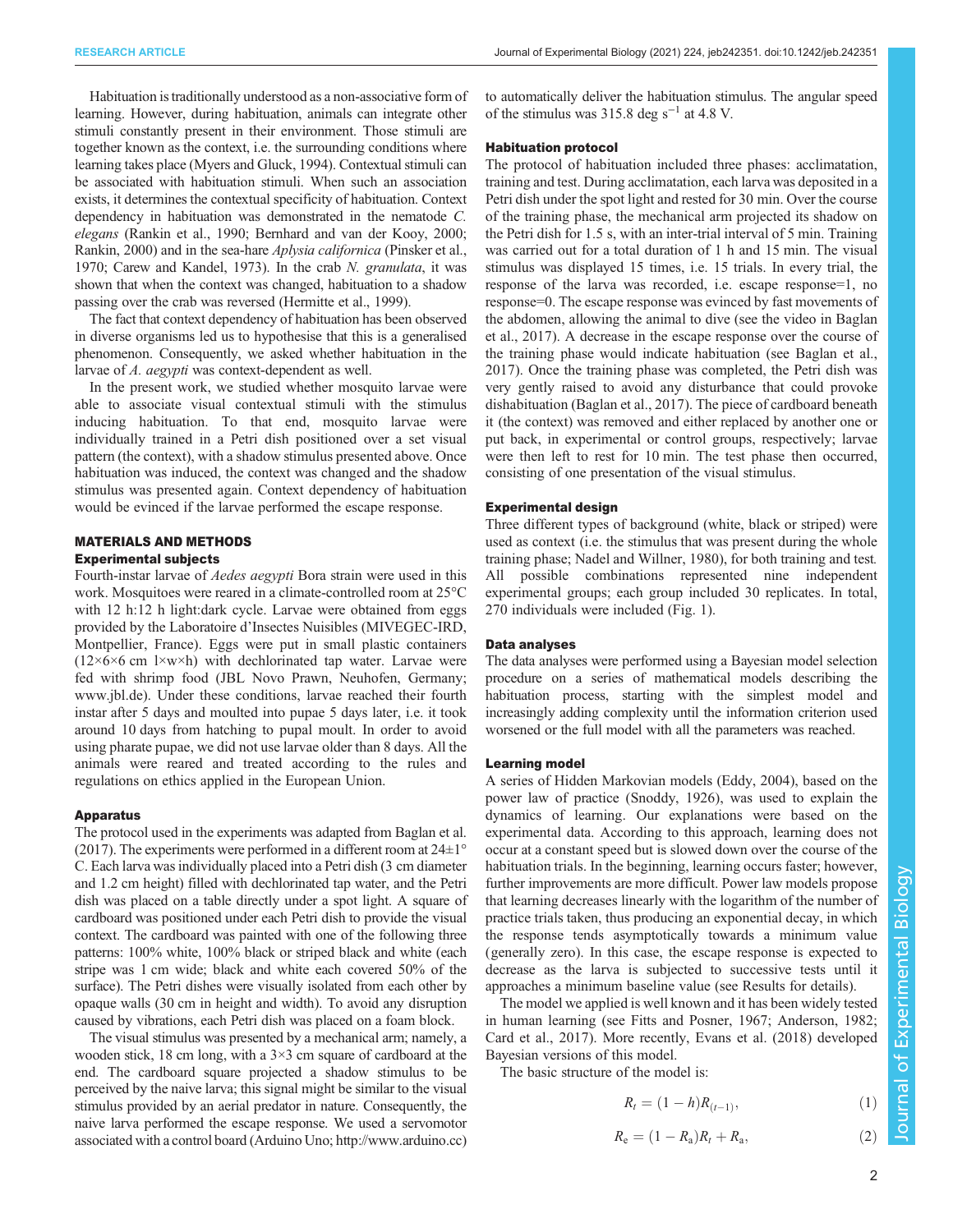Habituation is traditionally understood as a non-associative form of learning. However, during habituation, animals can integrate other stimuli constantly present in their environment. Those stimuli are together known as the context, i.e. the surrounding conditions where learning takes place (Myers and Gluck, 1994). Contextual stimuli can be associated with habituation stimuli. When such an association exists, it determines the contextual specificity of habituation. Context dependency in habituation was demonstrated in the nematode *C. elegans* (Rankin et al., 1990; Bernhard and van der Kooy, 2000; Rankin, 2000) and in the sea-hare *Aplysia californica* (Pinsker et al., 1970; Carew and Kandel, 1973). In the crab *N. granulata*, it was shown that when the context was changed, habituation to a shadow passing over the crab was reversed (Hermitte et al., 1999).

The fact that context dependency of habituation has been observed in diverse organisms led us to hypothesise that this is a generalised phenomenon. Consequently, we asked whether habituation in the larvae of *A. aegypti* was context-dependent as well.

In the present work, we studied whether mosquito larvae were able to associate visual contextual stimuli with the stimulus inducing habituation. To that end, mosquito larvae were individually trained in a Petri dish positioned over a set visual pattern (the context), with a shadow stimulus presented above. Once habituation was induced, the context was changed and the shadow stimulus was presented again. Context dependency of habituation would be evinced if the larvae performed the escape response.

## MATERIALS AND METHODS

### Experimental subjects

Fourth-instar larvae of *Aedes aegypti* Bora strain were used in this work. Mosquitoes were reared in a climate-controlled room at 25°C with 12 h:12 h light:dark cycle. Larvae were obtained from eggs provided by the Laboratoire d'Insectes Nuisibles (MIVEGEC-IRD, Montpellier, France). Eggs were put in small plastic containers (12×6×6 cm l×w×h) with dechlorinated tap water. Larvae were fed with shrimp food (JBL Novo Prawn, Neuhofen, Germany; www.jbl.de). Under these conditions, larvae reached their fourth instar after 5 days and moulted into pupae 5 days later, i.e. it took around 10 days from hatching to pupal moult. In order to avoid using pharate pupae, we did not use larvae older than 8 days. All the animals were reared and treated according to the rules and regulations on ethics applied in the European Union.

### Apparatus

The protocol used in the experiments was adapted from Baglan et al. (2017). The experiments were performed in a different room at 24±1° C. Each larva was individually placed into a Petri dish (3 cm diameter and 1.2 cm height) filled with dechlorinated tap water, and the Petri dish was placed on a table directly under a spot light. A square of cardboard was positioned under each Petri dish to provide the visual context. The cardboard was painted with one of the following three patterns: 100% white, 100% black or striped black and white (each stripe was 1 cm wide; black and white each covered 50% of the surface). The Petri dishes were visually isolated from each other by opaque walls (30 cm in height and width). To avoid any disruption caused by vibrations, each Petri dish was placed on a foam block.

The visual stimulus was presented by a mechanical arm; namely, a wooden stick, 18 cm long, with a 3×3 cm square of cardboard at the end. The cardboard square projected a shadow stimulus to be perceived by the naive larva; this signal might be similar to the visual stimulus provided by an aerial predator in nature. Consequently, the naive larva performed the escape response. We used a servomotor associated with a control board (Arduino Uno; http://www.arduino.cc) to automatically deliver the habituation stimulus. The angular speed of the stimulus was 315.8 deg $s^{-1}$ at 4.8 V.

### Habituation protocol

The protocol of habituation included three phases: acclimatation, training and test. During acclimatation, each larva was deposited in a Petri dish under the spot light and rested for 30 min. Over the course of the training phase, the mechanical arm projected its shadow on the Petri dish for 1.5 s, with an inter-trial interval of 5 min. Training was carried out for a total duration of 1 h and 15 min. The visual stimulus was displayed 15 times, i.e. 15 trials. In every trial, the response of the larva was recorded, i.e. escape response=1, no response=0. The escape response was evinced by fast movements of the abdomen, allowing the animal to dive (see the video in Baglan et al., 2017). A decrease in the escape response over the course of the training phase would indicate habituation (see Baglan et al., 2017). Once the training phase was completed, the Petri dish was very gently raised to avoid any disturbance that could provoke dishabituation (Baglan et al., 2017). The piece of cardboard beneath it (the context) was removed and either replaced by another one or put back, in experimental or control groups, respectively; larvae were then left to rest for 10 min. The test phase then occurred, consisting of one presentation of the visual stimulus.

### Experimental design

Three different types of background (white, black or striped) were used as context (i.e. the stimulus that was present during the whole training phase; Nadel and Willner, 1980), for both training and test. All possible combinations represented nine independent experimental groups; each group included 30 replicates. In total, 270 individuals were included (Fig. 1).

### Data analyses

The data analyses were performed using a Bayesian model selection procedure on a series of mathematical models describing the habituation process, starting with the simplest model and increasingly adding complexity until the information criterion used worsened or the full model with all the parameters was reached.

### Learning model

A series of Hidden Markovian models (Eddy, 2004), based on the power law of practice (Snoddy, 1926), was used to explain the dynamics of learning. Our explanations were based on the experimental data. According to this approach, learning does not occur at a constant speed but is slowed down over the course of the habituation trials. In the beginning, learning occurs faster; however, further improvements are more difficult. Power law models propose that learning decreases linearly with the logarithm of the number of practice trials taken, thus producing an exponential decay, in which the response tends asymptotically towards a minimum value (generally zero). In this case, the escape response is expected to decrease as the larva is subjected to successive tests until it approaches a minimum baseline value (see Results for details).

The model we applied is well known and it has been widely tested in human learning (see Fitts and Posner, 1967; Anderson, 1982; Card et al., 2017). More recently, Evans et al. (2018) developed Bayesian versions of this model.

The basic structure of the model is:

$$R_t = (1 - h)R_{(t-1)}, \tag{1}$$

$$R_e = (1 - R_a)R_t + R_a, \tag{2}$$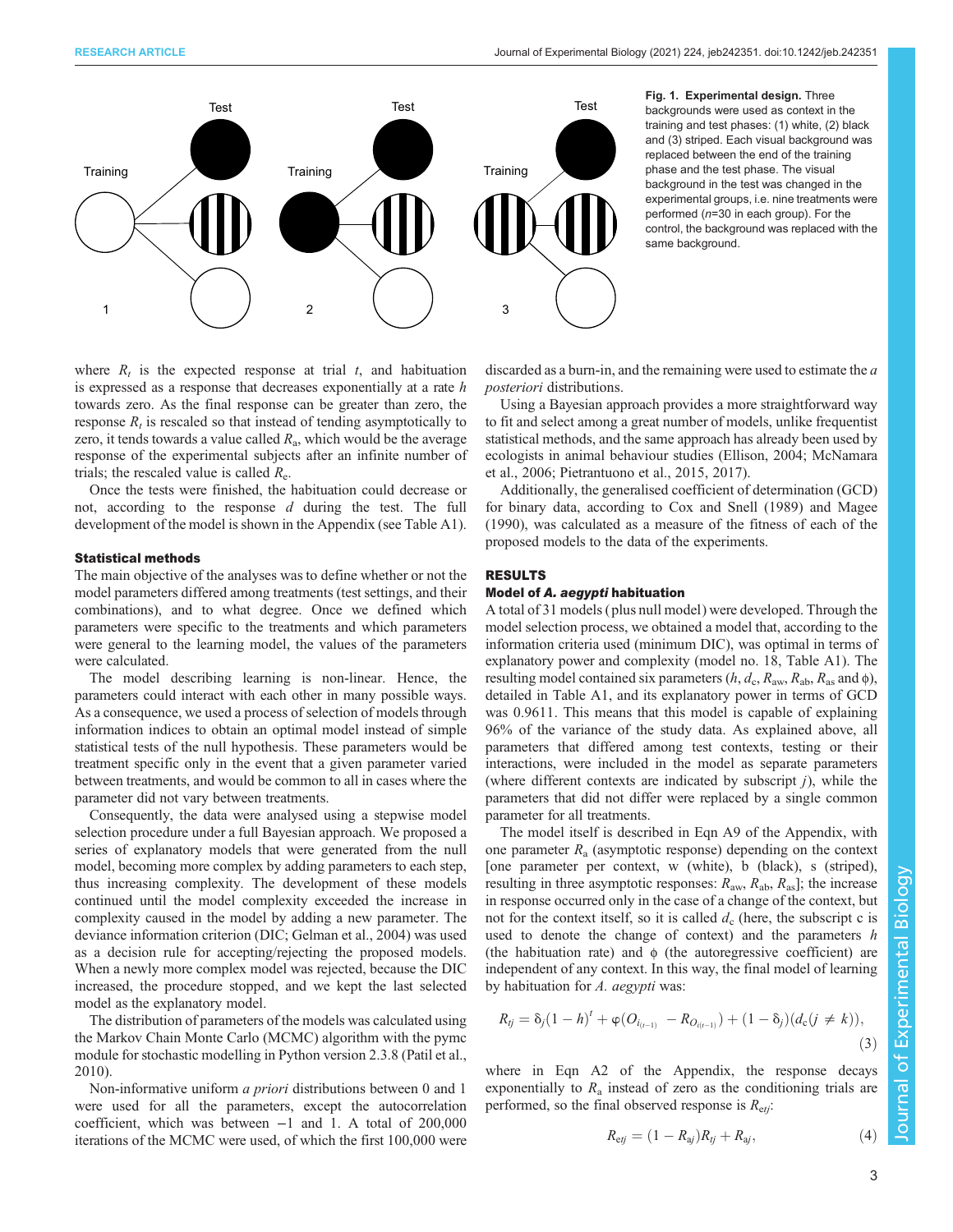Fig. 1. **Experimental design.** Three backgrounds were used as context in the training and test phases: (1) white, (2) black and (3) striped. Each visual background was replaced between the end of the training phase and the test phase. The visual background in the test was changed in the experimental groups, i.e. nine treatments were performed ($n$=30 in each group). For the control, the background was replaced with the same background.

where $R_t$ is the expected response at trial $t$, and habituation is expressed as a response that decreases exponentially at a rate $h$ towards zero. As the final response can be greater than zero, the response $R_t$ is rescaled so that instead of tending asymptotically to zero, it tends towards a value called $R_a$, which would be the average response of the experimental subjects after an infinite number of trials; the rescaled value is called $R_e$.

Once the tests were finished, the habituation could decrease or not, according to the response $d$ during the test. The full development of the model is shown in the Appendix (see Table A1).

### Statistical methods

The main objective of the analyses was to define whether or not the model parameters differed among treatments (test settings, and their combinations), and to what degree. Once we defined which parameters were specific to the treatments and which parameters were general to the learning model, the values of the parameters were calculated.

The model describing learning is non-linear. Hence, the parameters could interact with each other in many possible ways. As a consequence, we used a process of selection of models through information indices to obtain an optimal model instead of simple statistical tests of the null hypothesis. These parameters would be treatment specific only in the event that a given parameter varied between treatments, and would be common to all in cases where the parameter did not vary between treatments.

Consequently, the data were analysed using a stepwise model selection procedure under a full Bayesian approach. We proposed a series of explanatory models that were generated from the null model, becoming more complex by adding parameters to each step, thus increasing complexity. The development of these models continued until the model complexity exceeded the increase in complexity caused in the model by adding a new parameter. The deviance information criterion (DIC; Gelman et al., 2004) was used as a decision rule for accepting/rejecting the proposed models. When a newly more complex model was rejected, because the DIC increased, the procedure stopped, and we kept the last selected model as the explanatory model.

The distribution of parameters of the models was calculated using the Markov Chain Monte Carlo (MCMC) algorithm with the pymc module for stochastic modelling in Python version 2.3.8 (Patil et al., 2010).

Non-informative uniform *a priori* distributions between 0 and 1 were used for all the parameters, except the autocorrelation coefficient, which was between −1 and 1. A total of 200,000 iterations of the MCMC were used, of which the first 100,000 were discarded as a burn-in, and the remaining were used to estimate the *a posteriori* distributions.

Using a Bayesian approach provides a more straightforward way to fit and select among a great number of models, unlike frequentist statistical methods, and the same approach has already been used by ecologists in animal behaviour studies (Ellison, 2004; McNamara et al., 2006; Pietrantuono et al., 2015, 2017).

Additionally, the generalised coefficient of determination (GCD) for binary data, according to Cox and Snell (1989) and Magee (1990), was calculated as a measure of the fitness of each of the proposed models to the data of the experiments.

## RESULTS

### Model of *A. aegypti* habituation

A total of 31 models (plus null model) were developed. Through the model selection process, we obtained a model that, according to the information criteria used (minimum DIC), was optimal in terms of explanatory power and complexity (model no. 18, Table A1). The resulting model contained six parameters ($h$, $d_c$, $R_{aw}$, $R_{ab}$, $R_{as}$ and $\phi$), detailed in Table A1, and its explanatory power in terms of GCD was 0.9611. This means that this model is capable of explaining 96% of the variance of the study data. As explained above, all parameters that differed among test contexts, testing or their interactions, were included in the model as separate parameters (where different contexts are indicated by subscript $j$), while the parameters that did not differ were replaced by a single common parameter for all treatments.

The model itself is described in Eqn A9 of the Appendix, with one parameter $R_a$ (asymptotic response) depending on the context [one parameter per context, w (white), b (black), s (striped), resulting in three asymptotic responses: $R_{aw}$, $R_{ab}$, $R_{as}$]; the increase in response occurred only in the case of a change of the context, but not for the context itself, so it is called $d_c$ (here, the subscript c is used to denote the change of context) and the parameters $h$ (the habituation rate) and $\phi$ (the autoregressive coefficient) are independent of any context. In this way, the final model of learning by habituation for *A. aegypti* was:

$$R_{tj} = \delta_j(1-h)^t + \varphi(O_{i_{(t-1)}} - R_{O_{i(t-1)}}) + (1-\delta_j)(d_c(j \neq k)), \quad (3)$$

where in Eqn A2 of the Appendix, the response decays exponentially to $R_a$ instead of zero as the conditioning trials are performed, so the final observed response is $R_{etj}$:

$$R_{etj} = (1 - R_{aj})R_{tj} + R_{aj}, \quad (4)$$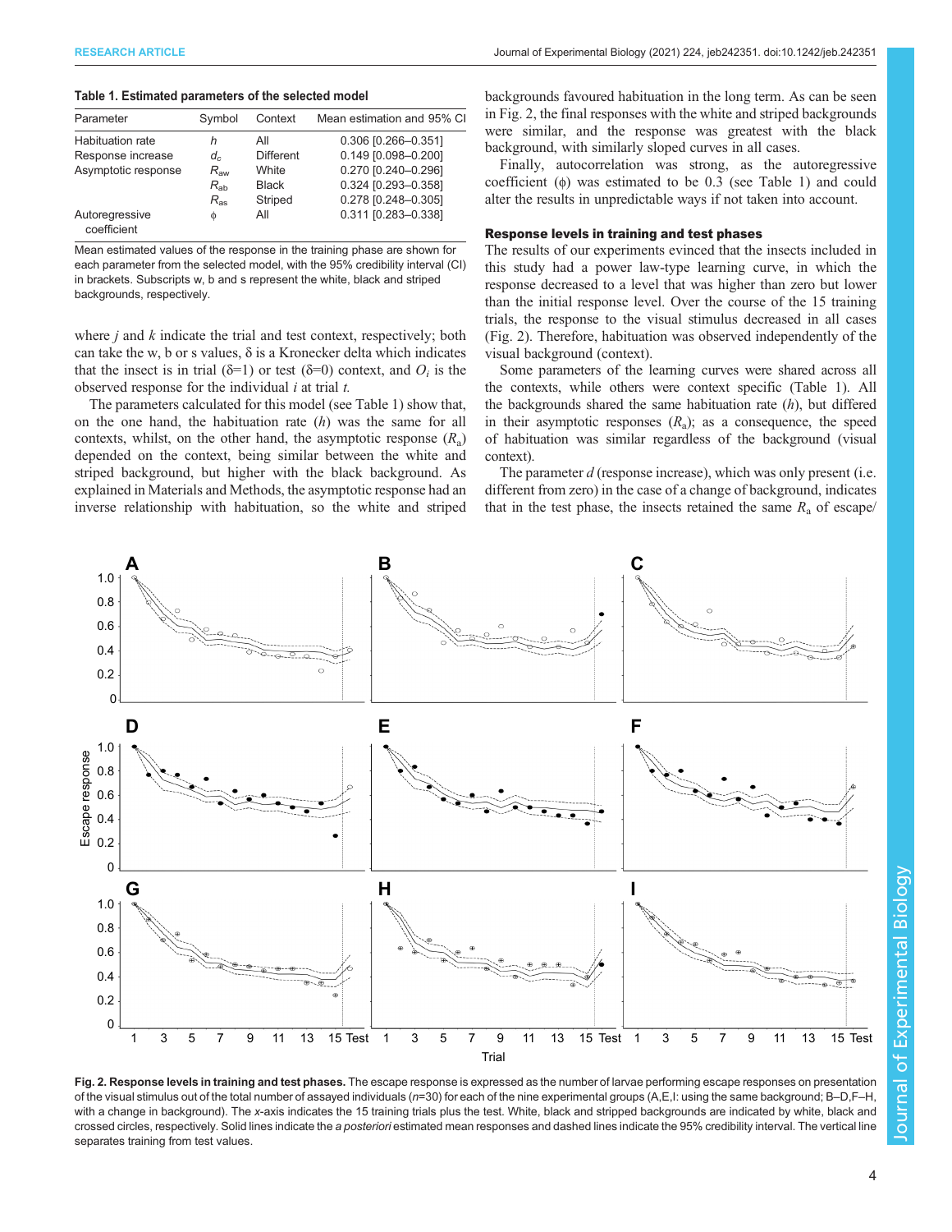**Table 1. Estimated parameters of the selected model**

| Parameter | Symbol | Context | Mean estimation and 95% CI |
|---|---|---|---|
| Habituation rate | $h$ | All | 0.306 [0.266–0.351] |
| Response increase | $d_c$ | Different | 0.149 [0.098–0.200] |
| Asymptotic response | $R_{aw}$ | White | 0.270 [0.240–0.296] |
| | $R_{ab}$ | Black | 0.324 [0.293–0.358] |
| | $R_{as}$ | Striped | 0.278 [0.248–0.305] |
| Autoregressive coefficient | $\phi$ | All | 0.311 [0.283–0.338] |

Mean estimated values of the response in the training phase are shown for each parameter from the selected model, with the 95% credibility interval (CI) in brackets. Subscripts w, b and s represent the white, black and striped backgrounds, respectively.

where $j$ and $k$ indicate the trial and test context, respectively; both can take the w, b or s values, δ is a Kronecker delta which indicates that the insect is in trial (δ=1) or test (δ=0) context, and $O_i$ is the observed response for the individual $i$ at trial $t$.

The parameters calculated for this model (see Table 1) show that, on the one hand, the habituation rate ($h$) was the same for all contexts, whilst, on the other hand, the asymptotic response ($R_a$) depended on the context, being similar between the white and striped background, but higher with the black background. As explained in Materials and Methods, the asymptotic response had an inverse relationship with habituation, so the white and striped backgrounds favoured habituation in the long term. As can be seen in Fig. 2, the final responses with the white and striped backgrounds were similar, and the response was greatest with the black background, with similarly sloped curves in all cases.

Finally, autocorrelation was strong, as the autoregressive coefficient (ϕ) was estimated to be 0.3 (see Table 1) and could alter the results in unpredictable ways if not taken into account.

## Response levels in training and test phases

The results of our experiments evinced that the insects included in this study had a power law-type learning curve, in which the response decreased to a level that was higher than zero but lower than the initial response level. Over the course of the 15 training trials, the response to the visual stimulus decreased in all cases (Fig. 2). Therefore, habituation was observed independently of the visual background (context).

Some parameters of the learning curves were shared across all the contexts, while others were context specific (Table 1). All the backgrounds shared the same habituation rate ($h$), but differed in their asymptotic responses ($R_a$); as a consequence, the speed of habituation was similar regardless of the background (visual context).

The parameter $d$ (response increase), which was only present (i.e. different from zero) in the case of a change of background, indicates that in the test phase, the insects retained the same $R_a$ of escape/

**Fig. 2. Response levels in training and test phases.** The escape response is expressed as the number of larvae performing escape responses on presentation of the visual stimulus out of the total number of assayed individuals ($n$=30) for each of the nine experimental groups (A,E,I: using the same background; B–D,F–H, with a change in background). The $x$-axis indicates the 15 training trials plus the test. White, black and stripped backgrounds are indicated by white, black and crossed circles, respectively. Solid lines indicate the *a posteriori* estimated mean responses and dashed lines indicate the 95% credibility interval. The vertical line separates training from test values.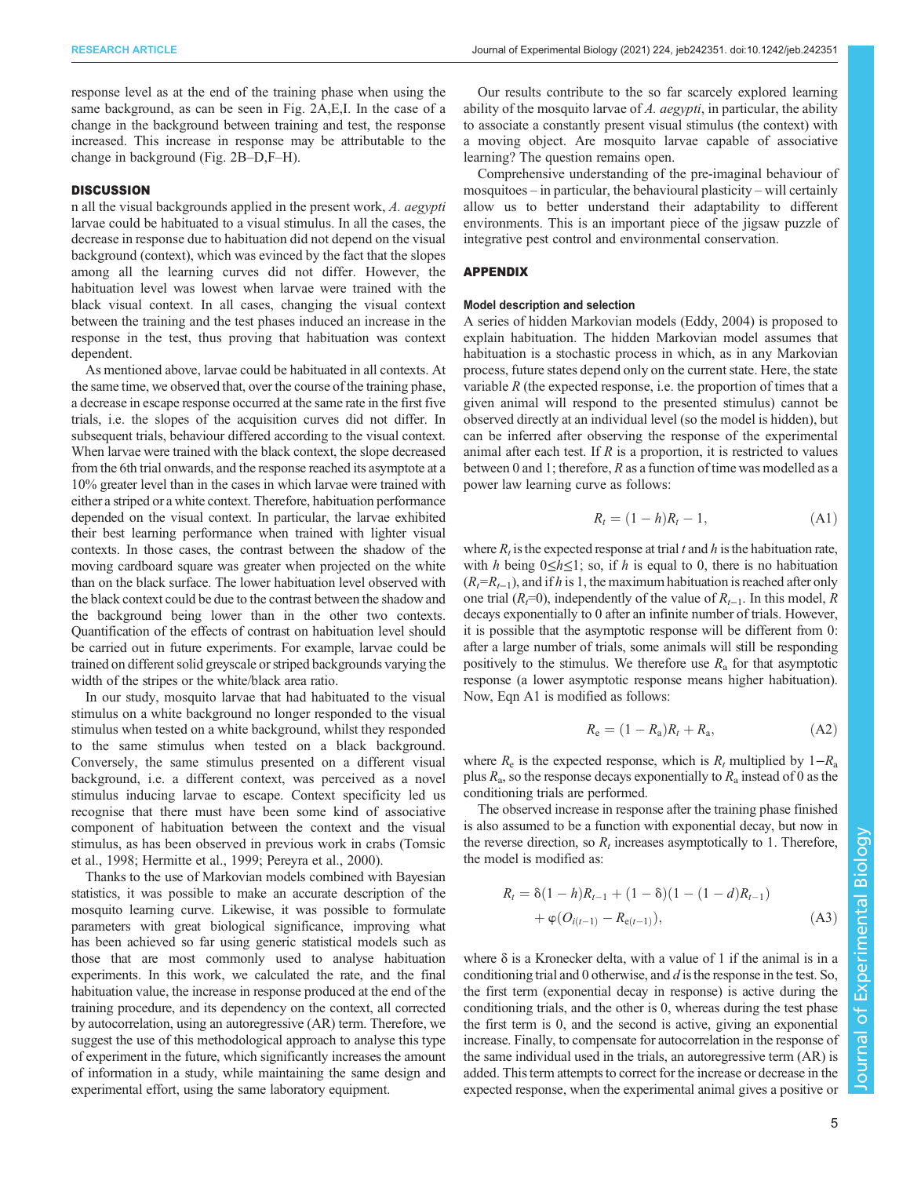response level as at the end of the training phase when using the same background, as can be seen in Fig. 2A,E,I. In the case of a change in the background between training and test, the response increased. This increase in response may be attributable to the change in background (Fig. 2B–D,F–H).

## DISCUSSION

n all the visual backgrounds applied in the present work, *A. aegypti* larvae could be habituated to a visual stimulus. In all the cases, the decrease in response due to habituation did not depend on the visual background (context), which was evinced by the fact that the slopes among all the learning curves did not differ. However, the habituation level was lowest when larvae were trained with the black visual context. In all cases, changing the visual context between the training and the test phases induced an increase in the response in the test, thus proving that habituation was context dependent.

As mentioned above, larvae could be habituated in all contexts. At the same time, we observed that, over the course of the training phase, a decrease in escape response occurred at the same rate in the first five trials, i.e. the slopes of the acquisition curves did not differ. In subsequent trials, behaviour differed according to the visual context. When larvae were trained with the black context, the slope decreased from the 6th trial onwards, and the response reached its asymptote at a 10% greater level than in the cases in which larvae were trained with either a striped or a white context. Therefore, habituation performance depended on the visual context. In particular, the larvae exhibited their best learning performance when trained with lighter visual contexts. In those cases, the contrast between the shadow of the moving cardboard square was greater when projected on the white than on the black surface. The lower habituation level observed with the black context could be due to the contrast between the shadow and the background being lower than in the other two contexts. Quantification of the effects of contrast on habituation level should be carried out in future experiments. For example, larvae could be trained on different solid greyscale or striped backgrounds varying the width of the stripes or the white/black area ratio.

In our study, mosquito larvae that had habituated to the visual stimulus on a white background no longer responded to the visual stimulus when tested on a white background, whilst they responded to the same stimulus when tested on a black background. Conversely, the same stimulus presented on a different visual background, i.e. a different context, was perceived as a novel stimulus inducing larvae to escape. Context specificity led us recognise that there must have been some kind of associative component of habituation between the context and the visual stimulus, as has been observed in previous work in crabs (Tomsic et al., 1998; Hermitte et al., 1999; Pereyra et al., 2000).

Thanks to the use of Markovian models combined with Bayesian statistics, it was possible to make an accurate description of the mosquito learning curve. Likewise, it was possible to formulate parameters with great biological significance, improving what has been achieved so far using generic statistical models such as those that are most commonly used to analyse habituation experiments. In this work, we calculated the rate, and the final habituation value, the increase in response produced at the end of the training procedure, and its dependency on the context, all corrected by autocorrelation, using an autoregressive (AR) term. Therefore, we suggest the use of this methodological approach to analyse this type of experiment in the future, which significantly increases the amount of information in a study, while maintaining the same design and experimental effort, using the same laboratory equipment.

Our results contribute to the so far scarcely explored learning ability of the mosquito larvae of *A. aegypti*, in particular, the ability to associate a constantly present visual stimulus (the context) with a moving object. Are mosquito larvae capable of associative learning? The question remains open.

Comprehensive understanding of the pre-imaginal behaviour of mosquitoes – in particular, the behavioural plasticity – will certainly allow us to better understand their adaptability to different environments. This is an important piece of the jigsaw puzzle of integrative pest control and environmental conservation.

## APPENDIX

### Model description and selection

A series of hidden Markovian models (Eddy, 2004) is proposed to explain habituation. The hidden Markovian model assumes that habituation is a stochastic process in which, as in any Markovian process, future states depend only on the current state. Here, the state variable $R$ (the expected response, i.e. the proportion of times that a given animal will respond to the presented stimulus) cannot be observed directly at an individual level (so the model is hidden), but can be inferred after observing the response of the experimental animal after each test. If $R$ is a proportion, it is restricted to values between 0 and 1; therefore, $R$ as a function of time was modelled as a power law learning curve as follows:

$$R_t = (1-h)R_t - 1, \tag{A1}$$

where $R_t$ is the expected response at trial $t$ and $h$ is the habituation rate, with $h$ being $0 \leq h \leq 1$; so, if $h$ is equal to 0, there is no habituation ($R_t = R_{t-1}$), and if $h$ is 1, the maximum habituation is reached after only one trial ($R_t = 0$), independently of the value of $R_{t-1}$. In this model, $R$ decays exponentially to 0 after an infinite number of trials. However, it is possible that the asymptotic response will be different from 0: after a large number of trials, some animals will still be responding positively to the stimulus. We therefore use $R_a$ for that asymptotic response (a lower asymptotic response means higher habituation). Now, Eqn A1 is modified as follows:

$$R_e = (1 - R_a)R_t + R_a, \tag{A2}$$

where $R_e$ is the expected response, which is $R_t$ multiplied by $1-R_a$ plus $R_a$, so the response decays exponentially to $R_a$ instead of 0 as the conditioning trials are performed.

The observed increase in response after the training phase finished is also assumed to be a function with exponential decay, but now in the reverse direction, so $R_t$ increases asymptotically to 1. Therefore, the model is modified as:

$$R_t = \delta(1-h)R_{t-1} + (1-\delta)(1-(1-d)R_{t-1}) + \varphi(O_{i(t-1)} - R_{e(t-1)}), \tag{A3}$$

where δ is a Kronecker delta, with a value of 1 if the animal is in a conditioning trial and 0 otherwise, and $d$ is the response in the test. So, the first term (exponential decay in response) is active during the conditioning trials, and the other is 0, whereas during the test phase the first term is 0, and the second is active, giving an exponential increase. Finally, to compensate for autocorrelation in the response of the same individual used in the trials, an autoregressive term (AR) is added. This term attempts to correct for the increase or decrease in the expected response, when the experimental animal gives a positive or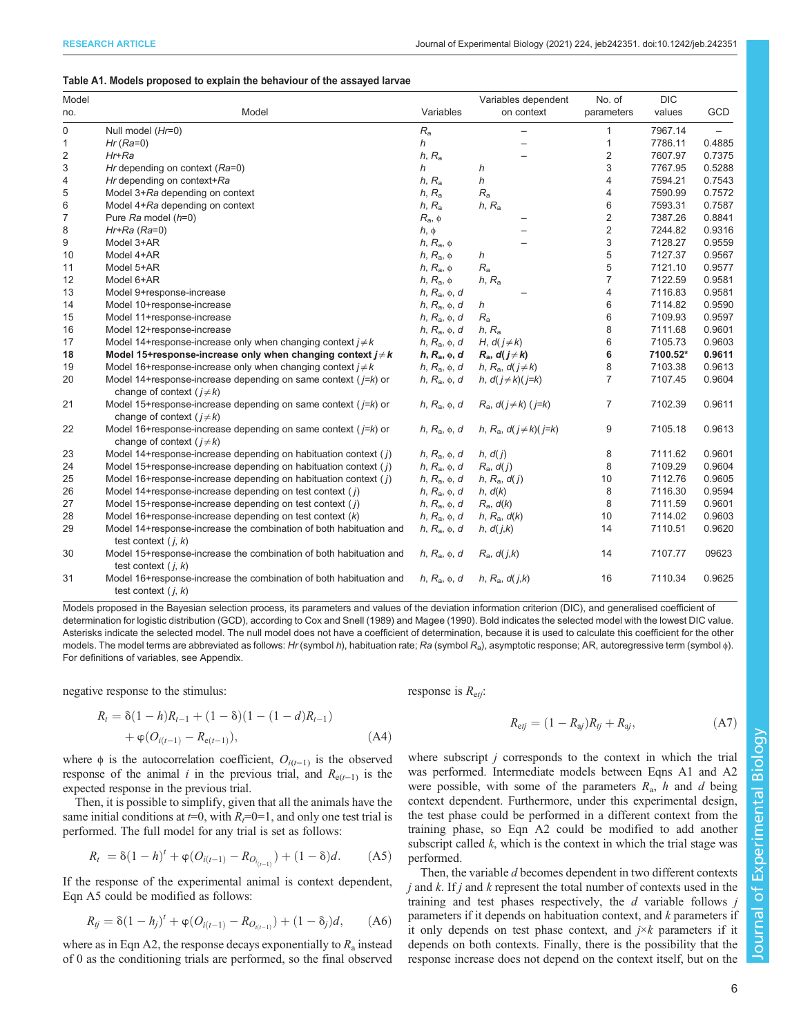**Table A1. Models proposed to explain the behaviour of the assayed larvae**

| Model no. | Model | Variables | Variables dependent on context | No. of parameters | DIC values | GCD |
|---|---|---|---|---|---|---|
| 0 | Null model (*Hr*=0) | $R_a$ | – | 1 | 7967.14 | – |
| 1 | *Hr* (*Ra*=0) | *h* | – | 1 | 7786.11 | 0.4885 |
| 2 | *Hr*+*Ra* | *h*, $R_a$ | – | 2 | 7607.97 | 0.7375 |
| 3 | *Hr* depending on context (*Ra*=0) | *h* | *h* | 3 | 7767.95 | 0.5288 |
| 4 | *Hr* depending on context+*Ra* | *h*, $R_a$ | *h* | 4 | 7594.21 | 0.7543 |
| 5 | Model 3+*Ra* depending on context | *h*, $R_a$ | $R_a$ | 4 | 7590.99 | 0.7572 |
| 6 | Model 4+*Ra* depending on context | *h*, $R_a$ | *h*, $R_a$ | 6 | 7593.31 | 0.7587 |
| 7 | Pure *Ra* model (*h*=0) | $R_a$, ϕ | – | 2 | 7387.26 | 0.8841 |
| 8 | *Hr*+*Ra* (*Ra*=0) | *h*, ϕ | – | 2 | 7244.82 | 0.9316 |
| 9 | Model 3+AR | *h*, $R_a$, ϕ | – | 3 | 7128.27 | 0.9559 |
| 10 | Model 4+AR | *h*, $R_a$, ϕ | *h* | 5 | 7127.37 | 0.9567 |
| 11 | Model 5+AR | *h*, $R_a$, ϕ | $R_a$ | 5 | 7121.10 | 0.9577 |
| 12 | Model 6+AR | *h*, $R_a$, ϕ | *h*, $R_a$ | 7 | 7122.59 | 0.9581 |
| 13 | Model 9+response-increase | *h*, $R_a$, ϕ, *d* | – | 4 | 7116.83 | 0.9581 |
| 14 | Model 10+response-increase | *h*, $R_a$, ϕ, *d* | *h* | 6 | 7114.82 | 0.9590 |
| 15 | Model 11+response-increase | *h*, $R_a$, ϕ, *d* | $R_a$ | 6 | 7109.93 | 0.9597 |
| 16 | Model 12+response-increase | *h*, $R_a$, ϕ, *d* | *h*, $R_a$ | 8 | 7111.68 | 0.9601 |
| 17 | Model 14+response-increase only when changing context *j*≠*k* | *h*, $R_a$, ϕ, *d* | *H*, *d*(*j*≠*k*) | 6 | 7105.73 | 0.9603 |
| **18** | **Model 15+response-increase only when changing context *j*≠*k*** | ***h*, $R_a$, ϕ, *d*** | **$R_a$, *d*(*j*≠*k*)** | **6** | **7100.52*** | **0.9611** |
| 19 | Model 16+response-increase only when changing context *j*≠*k* | *h*, $R_a$, ϕ, *d* | *h*, $R_a$, *d*(*j*≠*k*) | 8 | 7103.38 | 0.9613 |
| 20 | Model 14+response-increase depending on same context (*j*=*k*) or change of context (*j*≠*k*) | *h*, $R_a$, ϕ, *d* | *h*, *d*(*j*≠*k*)(*j*=*k*) | 7 | 7107.45 | 0.9604 |
| 21 | Model 15+response-increase depending on same context (*j*=*k*) or change of context (*j*≠*k*) | *h*, $R_a$, ϕ, *d* | $R_a$, *d*(*j*≠*k*) (*j*=*k*) | 7 | 7102.39 | 0.9611 |
| 22 | Model 16+response-increase depending on same context (*j*=*k*) or change of context (*j*≠*k*) | *h*, $R_a$, ϕ, *d* | *h*, $R_a$, *d*(*j*≠*k*)(*j*=*k*) | 9 | 7105.18 | 0.9613 |
| 23 | Model 14+response-increase depending on habituation context (*j*) | *h*, $R_a$, ϕ, *d* | *h*, *d*(*j*) | 8 | 7111.62 | 0.9601 |
| 24 | Model 15+response-increase depending on habituation context (*j*) | *h*, $R_a$, ϕ, *d* | $R_a$, *d*(*j*) | 8 | 7109.29 | 0.9604 |
| 25 | Model 16+response-increase depending on habituation context (*j*) | *h*, $R_a$, ϕ, *d* | *h*, $R_a$, *d*(*j*) | 10 | 7112.76 | 0.9605 |
| 26 | Model 14+response-increase depending on test context (*j*) | *h*, $R_a$, ϕ, *d* | *h*, *d*(*k*) | 8 | 7116.30 | 0.9594 |
| 27 | Model 15+response-increase depending on test context (*j*) | *h*, $R_a$, ϕ, *d* | $R_a$, *d*(*k*) | 8 | 7111.59 | 0.9601 |
| 28 | Model 16+response-increase depending on test context (*k*) | *h*, $R_a$, ϕ, *d* | *h*, $R_a$, *d*(*k*) | 10 | 7114.02 | 0.9603 |
| 29 | Model 14+response-increase the combination of both habituation and test context (*j*, *k*) | *h*, $R_a$, ϕ, *d* | *h*, *d*(*j*,*k*) | 14 | 7110.51 | 0.9620 |
| 30 | Model 15+response-increase the combination of both habituation and test context (*j*, *k*) | *h*, $R_a$, ϕ, *d* | $R_a$, *d*(*j*,*k*) | 14 | 7107.77 | 09623 |
| 31 | Model 16+response-increase the combination of both habituation and test context (*j*, *k*) | *h*, $R_a$, ϕ, *d* | *h*, $R_a$, *d*(*j*,*k*) | 16 | 7110.34 | 0.9625 |

Models proposed in the Bayesian selection process, its parameters and values of the deviation information criterion (DIC), and generalised coefficient of determination for logistic distribution (GCD), according to Cox and Snell (1989) and Magee (1990). Bold indicates the selected model with the lowest DIC value. Asterisks indicate the selected model. The null model does not have a coefficient of determination, because it is used to calculate this coefficient for the other models. The model terms are abbreviated as follows: *Hr* (symbol *h*), habituation rate; *Ra* (symbol $R_a$), asymptotic response; AR, autoregressive term (symbol ϕ). For definitions of variables, see Appendix.

negative response to the stimulus:

$$R_t = \delta(1-h)R_{t-1} + (1-\delta)(1-(1-d)R_{t-1}) + \varphi(O_{i(t-1)} - R_{e(t-1)}), \tag{A4}$$

where ϕ is the autocorrelation coefficient, $O_{i(t-1)}$ is the observed response of the animal *i* in the previous trial, and $R_{e(t-1)}$ is the expected response in the previous trial.

Then, it is possible to simplify, given that all the animals have the same initial conditions at *t*=0, with $R_t$=0=1, and only one test trial is performed. The full model for any trial is set as follows:

$$R_t = \delta(1-h)^t + \varphi(O_{i(t-1)} - R_{O_{i_{(t-1)}}}) + (1-\delta)d. \tag{A5}$$

If the response of the experimental animal is context dependent, Eqn A5 could be modified as follows:

$$R_{tj} = \delta(1-h_j)^t + \varphi(O_{i(t-1)} - R_{O_{i(t-1)}}) + (1-\delta_j)d, \tag{A6}$$

where as in Eqn A2, the response decays exponentially to $R_a$ instead of 0 as the conditioning trials are performed, so the final observed response is $R_{etj}$:

$$R_{etj} = (1-R_{aj})R_{tj} + R_{aj}, \tag{A7}$$

where subscript *j* corresponds to the context in which the trial was performed. Intermediate models between Eqns A1 and A2 were possible, with some of the parameters $R_a$, *h* and *d* being context dependent. Furthermore, under this experimental design, the test phase could be performed in a different context from the training phase, so Eqn A2 could be modified to add another subscript called *k*, which is the context in which the trial stage was performed.

Then, the variable *d* becomes dependent in two different contexts *j* and *k*. If *j* and *k* represent the total number of contexts used in the training and test phases respectively, the *d* variable follows *j* parameters if it depends on habituation context, and *k* parameters if it only depends on test phase context, and *j*×*k* parameters if it depends on both contexts. Finally, there is the possibility that the response increase does not depend on the context itself, but on the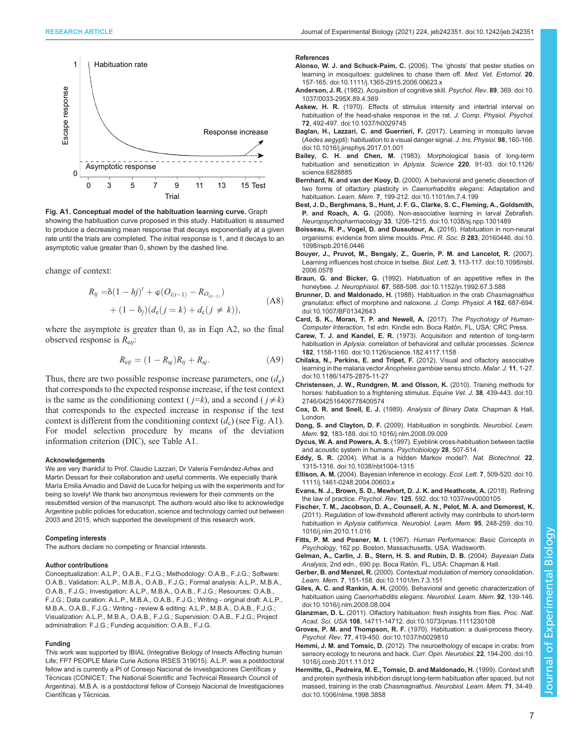Fig. A1. Conceptual model of the habituation learning curve. Graph showing the habituation curve proposed in this study. Habituation is assumed to produce a decreasing mean response that decays exponentially at a given rate until the trials are completed. The initial response is 1, and it decays to an asymptotic value greater than 0, shown by the dashed line.

change of context:

$$R_{tj} = \delta(1 - hj)^t + \varphi(O_{i(t-1)} - R_{O_{i(t-1)}}) + (1 - \delta_j)(d_e(j = k) + d_c(j \neq k)), \tag{A8}$$

where the asymptote is greater than 0, as in Eqn A2, so the final observed response is $R_{etj}$:

$$R_{etj} = (1 - R_{aj})R_{tj} + R_{aj}. \tag{A9}$$

Thus, there are two possible response increase parameters, one ($d_e$) that corresponds to the expected response increase, if the test context is the same as the conditioning context ($j=k$), and a second ($j \neq k$) that corresponds to the expected increase in response if the test context is different from the conditioning context ($d_c$) (see Fig. A1). For model selection procedure by means of the deviation information criterion (DIC), see Table A1.

#### Acknowledgements

We are very thankful to Prof. Claudio Lazzari, Dr Valeria Fernández-Arhex and Martin Dessart for their collaboration and useful comments. We especially thank María Emilia Amadio and David de Luca for helping us with the experiments and for being so lovely! We thank two anonymous reviewers for their comments on the resubmitted version of the manuscript. The authors would also like to acknowledge Argentine public policies for education, science and technology carried out between 2003 and 2015, which supported the development of this research work.

#### Competing interests

The authors declare no competing or financial interests.

#### Author contributions

Conceptualization: A.L.P., O.A.B., F.J.G.; Methodology: O.A.B., F.J.G.; Software: O.A.B.; Validation: A.L.P., M.B.A., O.A.B., F.J.G.; Formal analysis: A.L.P., M.B.A., O.A.B., F.J.G.; Investigation: A.L.P., M.B.A., O.A.B., F.J.G.; Resources: O.A.B., F.J.G.; Data curation: A.L.P., M.B.A., O.A.B., F.J.G.; Writing - original draft: A.L.P., M.B.A., O.A.B., F.J.G.; Writing - review & editing: A.L.P., M.B.A., O.A.B., F.J.G.; Visualization: A.L.P., M.B.A., O.A.B., F.J.G.; Supervision: O.A.B., F.J.G.; Project administration: F.J.G.; Funding acquisition: O.A.B., F.J.G.

#### Funding

This work was supported by IBIAL (Integrative Biology of Insects Affecting human Life; FP7 PEOPLE Marie Curie Actions IRSES 319015). A.L.P. was a postdoctoral fellow and is currently a PI of Consejo Nacional de Investigaciones Científicas y Técnicas (CONICET; The National Scientific and Technical Research Council of Argentina). M.B.A. is a postdoctoral fellow of Consejo Nacional de Investigaciones Científicas y Técnicas.

#### References

**Alonso, W. J. and Schuck-Paim, C.** (2006). The 'ghosts' that pester studies on learning in mosquitoes: guidelines to chase them off. *Med. Vet. Entomol.* **20**, 157-165. doi:10.1111/j.1365-2915.2006.00623.x

**Anderson, J. R.** (1982). Acquisition of cognitive skill. *Psychol. Rev.* **89**, 369. doi:10.1037/0033-295X.89.4.369

**Askew, H. R.** (1970). Effects of stimulus intensity and intertrial interval on habituation of the head-shake response in the rat. *J. Comp. Physiol. Psychol.* **72**, 492-497. doi:10.1037/h0029745

**Baglan, H., Lazzari, C. and Guerrieri, F.** (2017). Learning in mosquito larvae (*Aedes aegypti*): habituation to a visual danger signal. *J. Ins. Physiol.* **98**, 160-166. doi:10.1016/j.jinsphys.2017.01.001

**Bailey, C. H. and Chen, M.** (1983). Morphological basis of long-term habituation and sensitization in *Aplysia*. *Science* **220**, 91-93. doi:10.1126/science.6828885

**Bernhard, N. and van der Kooy, D.** (2000). A behavioral and genetic dissection of two forms of olfactory plasticity in *Caenorhabditis elegans*: Adaptation and habituation. *Learn. Mem.* **7**, 199-212. doi:10.1101/lm.7.4.199

**Best, J. D., Berghmans, S., Hunt, J. F. G., Clarke, S. C., Fleming, A., Goldsmith, P. and Roach, A. G.** (2008). Non-associative learning in larval Zebrafish. *Neuropsychopharmacology* **33**, 1206-1215. doi:10.1038/sj.npp.1301489

**Boisseau, R. P., Vogel, D. and Dussutour, A.** (2016). Habituation in non-neural organisms: evidence from slime moulds. *Proc. R. Soc. B* **283**, 20160446. doi:10.1098/rspb.2016.0446

**Bouyer, J., Pruvot, M., Bengaly, Z., Guerin, P. M. and Lancelot, R.** (2007). Learning influences host choice in tsetse. *Biol. Lett.* **3**, 113-117. doi:10.1098/rsbl.2006.0578

**Braun, G. and Bicker, G.** (1992). Habituation of an appetitive reflex in the honeybee. *J. Neurophisiol.* **67**, 588-598. doi:10.1152/jn.1992.67.3.588

**Brunner, D. and Maldonado, H.** (1988). Habituation in the crab *Chasmagnathus granulatus*: effect of morphine and naloxone. *J. Comp. Physiol. A* **162**, 687-694. doi:10.1007/BF01342643

**Card, S. K., Moran, T. P. and Newell, A.** (2017). *The Psychology of Human-Computer Interaction*, 1st edn. Kindle edn. Boca Ratón, FL, USA: CRC Press.

**Carew, T. J. and Kandel, E. R.** (1973). Acquisition and retention of long-term habituation in *Aplysia*: correlation of behavioral and cellular processes. *Science* **182**, 1158-1160. doi:10.1126/science.182.4117.1158

**Chilaka, N., Perkins, E. and Tripet, F.** (2012). Visual and olfactory associative learning in the malaria vector *Anopheles gambiae* sensu stricto. *Malar. J.* **11**, 1-27. doi:10.1186/1475-2875-11-27

**Christensen, J. W., Rundgren, M. and Olsson, K.** (2010). Training methods for horses: habituation to a frightening stimulus. *Equine Vet. J.* **38**, 439-443. doi:10.2746/042516406778400574

**Cox, D. R. and Snell, E. J.** (1989). *Analysis of Binary Data*. Chapman & Hall, London.

**Dong, S. and Clayton, D. F.** (2009). Habituation in songbirds. *Neurobiol. Learn. Mem.* **92**, 183-188. doi:10.1016/j.nlm.2008.09.009

**Dycus, W. A. and Powers, A. S.** (1997). Eyeblink cross-habituation between tactile and acoustic system in humans. *Psychobiology* **28**, 507-514.

**Eddy, S. R.** (2004). What is a hidden Markov model?. *Nat. Biotechnol.* **22**, 1315-1316. doi:10.1038/nbt1004-1315

**Ellison, A. M.** (2004). Bayesian inference in ecology. *Ecol. Lett.* **7**, 509-520. doi:10.1111/j.1461-0248.2004.00603.x

**Evans, N. J., Brown, S. D., Mewhort, D. J. K. and Heathcote, A.** (2018). Refining the law of practice. *Psychol. Rev.* **125**, 592. doi:10.1037/rev0000105

**Fischer, T. M., Jacobson, D. A., Counsell, A. N., Pelot, M. A. and Demorest, K.** (2011). Regulation of low-threshold afferent activity may contribute to short-term habituation in *Aplysia californica*. *Neurobiol. Learn. Mem.* **95**, 248-259. doi:10.1016/j.nlm.2010.11.016

**Fitts, P. M. and Posner, M. I.** (1967). *Human Performance; Basic Concepts in Psychology*, 162 pp. Boston, Massachusetts, USA: Wadsworth.

**Gelman, A., Carlin, J. B., Stern, H. S. and Rubin, D. B.** (2004). *Bayesian Data Analysis*, 2nd edn., 690 pp. Boca Ratón, FL, USA: Chapman & Hall.

**Gerber, B. and Menzel, R.** (2000). Contextual modulation of memory consolidation. *Learn. Mem.* **7**, 151-158. doi:10.1101/lm.7.3.151

**Giles, A. C. and Rankin, A. H.** (2009). Behavioral and genetic characterization of habituation using *Caenorhabditis elegans*. *Neurobiol. Learn. Mem.* **92**, 139-146. doi:10.1016/j.nlm.2008.08.004

**Glanzman, D. L.** (2011). Olfactory habituation: fresh insights from flies. *Proc. Natl. Acad. Sci. USA* **108**, 14711-14712. doi:10.1073/pnas.1111230108

**Groves, P. M. and Thompson, R. F.** (1970). Habituation: a dual-process theory. *Psychol. Rev.* **77**, 419-450. doi:10.1037/h0029810

**Hemmi, J. M. and Tomsic, D.** (2012). The neuroethology of escape in crabs: from sensory ecology to neurons and back. *Curr. Opin. Neurobiol.* **22**, 194-200. doi:10.1016/j.conb.2011.11.012

**Hermitte, G., Pedreira, M. E., Tomsic, D. and Maldonado, H.** (1999). Context shift and protein synthesis inhibition disrupt long-term habituation after spaced, but not massed, training in the crab *Chasmagnathus*. *Neurobiol. Learn. Mem.* **71**, 34-49. doi:10.1006/nlme.1998.3858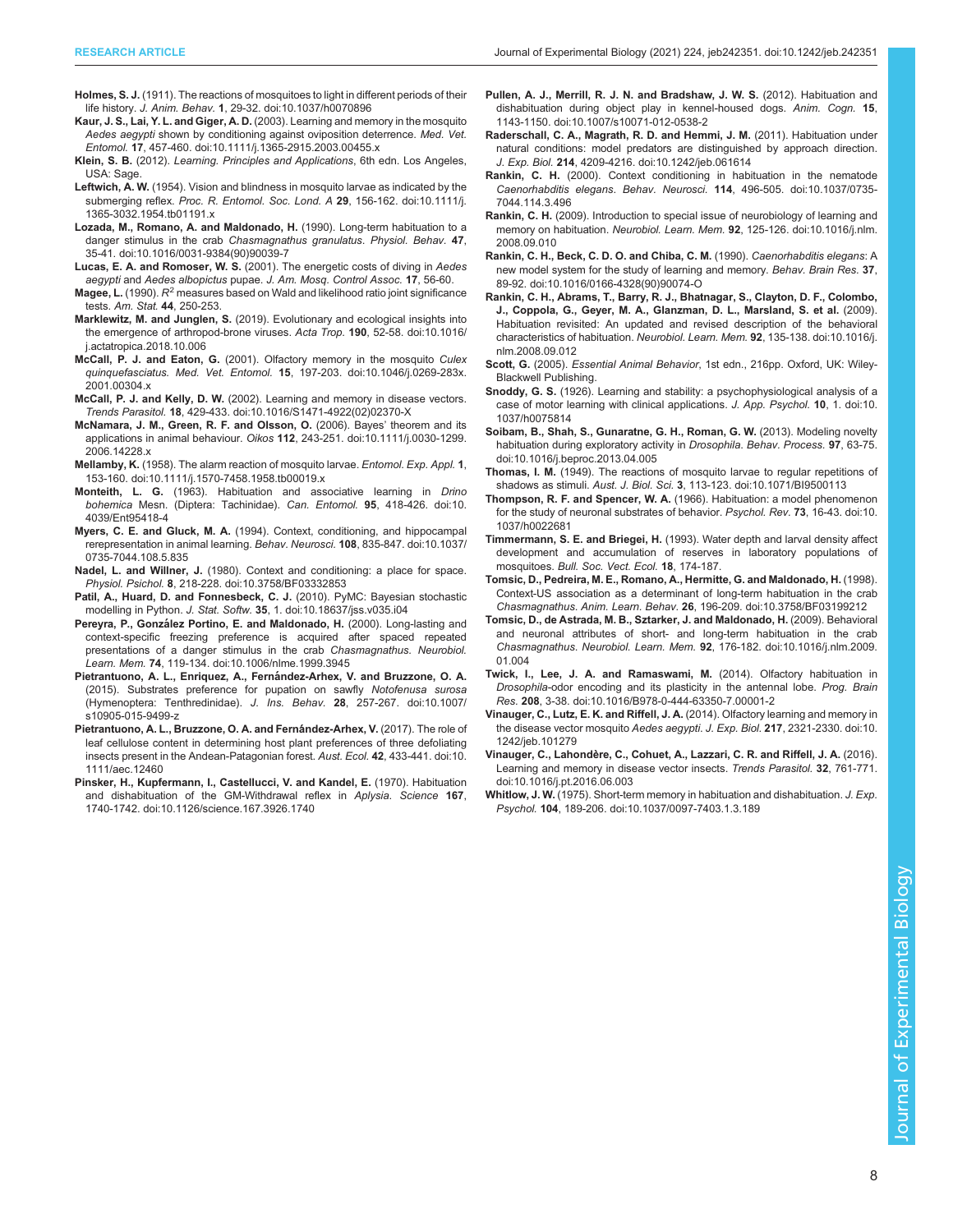**Holmes, S. J.** (1911). The reactions of mosquitoes to light in different periods of their life history. *J. Anim. Behav.* **1**, 29-32. doi:10.1037/h0070896

**Kaur, J. S., Lai, Y. L. and Giger, A. D.** (2003). Learning and memory in the mosquito *Aedes aegypti* shown by conditioning against oviposition deterrence. *Med. Vet. Entomol.* **17**, 457-460. doi:10.1111/j.1365-2915.2003.00455.x

**Klein, S. B.** (2012). *Learning. Principles and Applications*, 6th edn. Los Angeles, USA: Sage.

**Leftwich, A. W.** (1954). Vision and blindness in mosquito larvae as indicated by the submerging reflex. *Proc. R. Entomol. Soc. Lond. A* **29**, 156-162. doi:10.1111/j.1365-3032.1954.tb01191.x

**Lozada, M., Romano, A. and Maldonado, H.** (1990). Long-term habituation to a danger stimulus in the crab *Chasmagnathus granulatus*. *Physiol. Behav.* **47**, 35-41. doi:10.1016/0031-9384(90)90039-7

**Lucas, E. A. and Romoser, W. S.** (2001). The energetic costs of diving in *Aedes aegypti* and *Aedes albopictus* pupae. *J. Am. Mosq. Control Assoc.* **17**, 56-60.

**Magee, L.** (1990). $R^2$ measures based on Wald and likelihood ratio joint significance tests. *Am. Stat.* **44**, 250-253.

**Marklewitz, M. and Junglen, S.** (2019). Evolutionary and ecological insights into the emergence of arthropod-brone viruses. *Acta Trop.* **190**, 52-58. doi:10.1016/j.actatropica.2018.10.006

**McCall, P. J. and Eaton, G.** (2001). Olfactory memory in the mosquito *Culex quinquefasciatus*. *Med. Vet. Entomol.* **15**, 197-203. doi:10.1046/j.0269-283x.2001.00304.x

**McCall, P. J. and Kelly, D. W.** (2002). Learning and memory in disease vectors. *Trends Parasitol.* **18**, 429-433. doi:10.1016/S1471-4922(02)02370-X

**McNamara, J. M., Green, R. F. and Olsson, O.** (2006). Bayes' theorem and its applications in animal behaviour. *Oikos* **112**, 243-251. doi:10.1111/j.0030-1299.2006.14228.x

**Mellamby, K.** (1958). The alarm reaction of mosquito larvae. *Entomol. Exp. Appl.* **1**, 153-160. doi:10.1111/j.1570-7458.1958.tb00019.x

**Monteith, L. G.** (1963). Habituation and associative learning in *Drino bohemica* Mesn. (Diptera: Tachinidae). *Can. Entomol.* **95**, 418-426. doi:10.4039/Ent95418-4

**Myers, C. E. and Gluck, M. A.** (1994). Context, conditioning, and hippocampal rerepresentation in animal learning. *Behav. Neurosci.* **108**, 835-847. doi:10.1037/0735-7044.108.5.835

**Nadel, L. and Willner, J.** (1980). Context and conditioning: a place for space. *Physiol. Psichol.* **8**, 218-228. doi:10.3758/BF03332853

**Patil, A., Huard, D. and Fonnesbeck, C. J.** (2010). PyMC: Bayesian stochastic modelling in Python. *J. Stat. Softw.* **35**, 1. doi:10.18637/jss.v035.i04

**Pereyra, P., González Portino, E. and Maldonado, H.** (2000). Long-lasting and context-specific freezing preference is acquired after spaced repeated presentations of a danger stimulus in the crab *Chasmagnathus*. *Neurobiol. Learn. Mem.* **74**, 119-134. doi:10.1006/nlme.1999.3945

**Pietrantuono, A. L., Enriquez, A., Fernández-Arhex, V. and Bruzzone, O. A.** (2015). Substrates preference for pupation on sawfly *Notofenusa surosa* (Hymenoptera: Tenthredinidae). *J. Ins. Behav.* **28**, 257-267. doi:10.1007/s10905-015-9499-z

**Pietrantuono, A. L., Bruzzone, O. A. and Fernández-Arhex, V.** (2017). The role of leaf cellulose content in determining host plant preferences of three defoliating insects present in the Andean-Patagonian forest. *Aust. Ecol.* **42**, 433-441. doi:10.1111/aec.12460

**Pinsker, H., Kupfermann, I., Castellucci, V. and Kandel, E.** (1970). Habituation and dishabituation of the GM-Withdrawal reflex in *Aplysia*. *Science* **167**, 1740-1742. doi:10.1126/science.167.3926.1740

**Pullen, A. J., Merrill, R. J. N. and Bradshaw, J. W. S.** (2012). Habituation and dishabituation during object play in kennel-housed dogs. *Anim. Cogn.* **15**, 1143-1150. doi:10.1007/s10071-012-0538-2

**Raderschall, C. A., Magrath, R. D. and Hemmi, J. M.** (2011). Habituation under natural conditions: model predators are distinguished by approach direction. *J. Exp. Biol.* **214**, 4209-4216. doi:10.1242/jeb.061614

**Rankin, C. H.** (2000). Context conditioning in habituation in the nematode *Caenorhabditis elegans*. *Behav. Neurosci.* **114**, 496-505. doi:10.1037/0735-7044.114.3.496

**Rankin, C. H.** (2009). Introduction to special issue of neurobiology of learning and memory on habituation. *Neurobiol. Learn. Mem.* **92**, 125-126. doi:10.1016/j.nlm.2008.09.010

**Rankin, C. H., Beck, C. D. O. and Chiba, C. M.** (1990). *Caenorhabditis elegans*: A new model system for the study of learning and memory. *Behav. Brain Res.* **37**, 89-92. doi:10.1016/0166-4328(90)90074-O

**Rankin, C. H., Abrams, T., Barry, R. J., Bhatnagar, S., Clayton, D. F., Colombo, J., Coppola, G., Geyer, M. A., Glanzman, D. L., Marsland, S. et al.** (2009). Habituation revisited: An updated and revised description of the behavioral characteristics of habituation. *Neurobiol. Learn. Mem.* **92**, 135-138. doi:10.1016/j.nlm.2008.09.012

**Scott, G.** (2005). *Essential Animal Behavior*, 1st edn., 216pp. Oxford, UK: Wiley-Blackwell Publishing.

**Snoddy, G. S.** (1926). Learning and stability: a psychophysiological analysis of a case of motor learning with clinical applications. *J. App. Psychol.* **10**, 1. doi:10.1037/h0075814

**Soibam, B., Shah, S., Gunaratne, G. H., Roman, G. W.** (2013). Modeling novelty habituation during exploratory activity in *Drosophila*. *Behav. Process.* **97**, 63-75. doi:10.1016/j.beproc.2013.04.005

**Thomas, I. M.** (1949). The reactions of mosquito larvae to regular repetitions of shadows as stimuli. *Aust. J. Biol. Sci.* **3**, 113-123. doi:10.1071/BI9500113

**Thompson, R. F. and Spencer, W. A.** (1966). Habituation: a model phenomenon for the study of neuronal substrates of behavior. *Psychol. Rev.* **73**, 16-43. doi:10.1037/h0022681

**Timmermann, S. E. and Briegei, H.** (1993). Water depth and larval density affect development and accumulation of reserves in laboratory populations of mosquitoes. *Bull. Soc. Vect. Ecol.* **18**, 174-187.

**Tomsic, D., Pedreira, M. E., Romano, A., Hermitte, G. and Maldonado, H.** (1998). Context-US association as a determinant of long-term habituation in the crab *Chasmagnathus*. *Anim. Learn. Behav.* **26**, 196-209. doi:10.3758/BF03199212

**Tomsic, D., de Astrada, M. B., Sztarker, J. and Maldonado, H.** (2009). Behavioral and neuronal attributes of short- and long-term habituation in the crab *Chasmagnathus*. *Neurobiol. Learn. Mem.* **92**, 176-182. doi:10.1016/j.nlm.2009.01.004

**Twick, I., Lee, J. A. and Ramaswami, M.** (2014). Olfactory habituation in *Drosophila*-odor encoding and its plasticity in the antennal lobe. *Prog. Brain Res.* **208**, 3-38. doi:10.1016/B978-0-444-63350-7.00001-2

**Vinauger, C., Lutz, E. K. and Riffell, J. A.** (2014). Olfactory learning and memory in the disease vector mosquito *Aedes aegypti*. *J. Exp. Biol.* **217**, 2321-2330. doi:10.1242/jeb.101279

**Vinauger, C., Lahondère, C., Cohuet, A., Lazzari, C. R. and Riffell, J. A.** (2016). Learning and memory in disease vector insects. *Trends Parasitol.* **32**, 761-771. doi:10.1016/j.pt.2016.06.003

**Whitlow, J. W.** (1975). Short-term memory in habituation and dishabituation. *J. Exp. Psychol.* **104**, 189-206. doi:10.1037/0097-7403.1.3.189